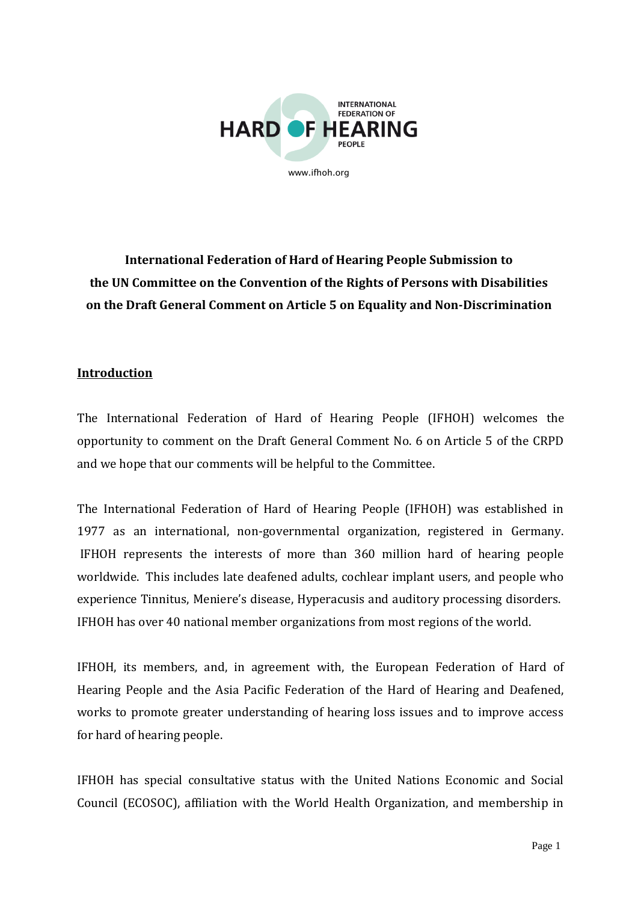**International Federation of Hard of Hearing People Submission to the UN Committee on the Convention of the Rights of Persons with Disabilities on the Draft General Comment on Article 5 on Equality and Non-Discrimination**

## Introduction

The International Federation of Hard of Hearing People (IFHOH) welcomes the opportunity to comment on the Draft General Comment No. 6 on Article 5 of the CRPD and we hope that our comments will be helpful to the Committee.

The International Federation of Hard of Hearing People (IFHOH) was established in 1977 as an international, non-governmental organization, registered in Germany. IFHOH represents the interests of more than 360 million hard of hearing people worldwide. This includes late deafened adults, cochlear implant users, and people who experience Tinnitus, Meniere's disease, Hyperacusis and auditory processing disorders. IFHOH has over 40 national member organizations from most regions of the world.

IFHOH, its members, and, in agreement with, the European Federation of Hard of Hearing People and the Asia Pacific Federation of the Hard of Hearing and Deafened, works to promote greater understanding of hearing loss issues and to improve access for hard of hearing people.

IFHOH has special consultative status with the United Nations Economic and Social Council (ECOSOC), affiliation with the World Health Organization, and membership in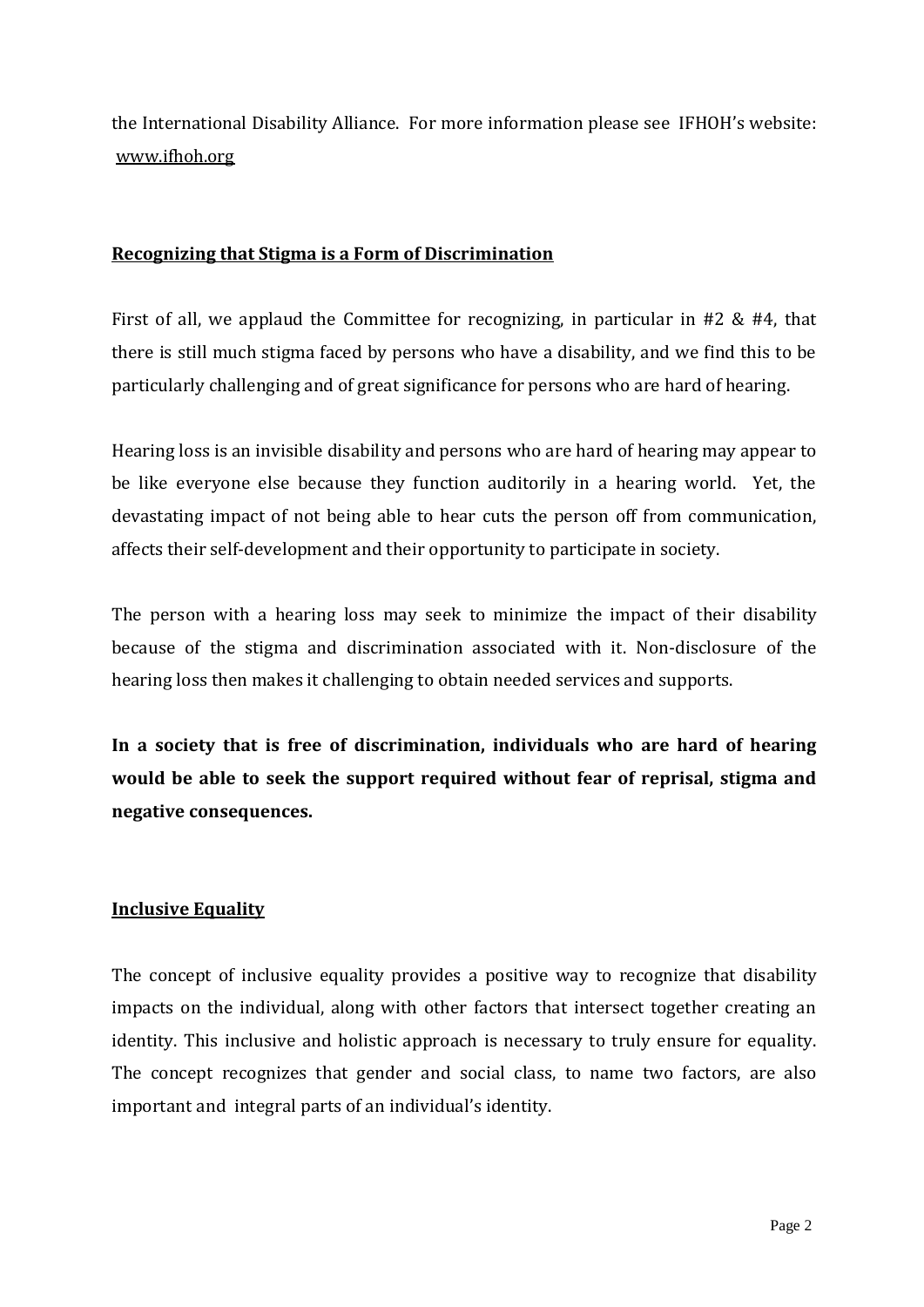the International Disability Alliance. For more information please see IFHOH's website: www.ifhoh.org

## Recognizing that Stigma is a Form of Discrimination

First of all, we applaud the Committee for recognizing, in particular in #2 & #4, that there is still much stigma faced by persons who have a disability, and we find this to be particularly challenging and of great significance for persons who are hard of hearing.

Hearing loss is an invisible disability and persons who are hard of hearing may appear to be like everyone else because they function auditorily in a hearing world. Yet, the devastating impact of not being able to hear cuts the person off from communication, affects their self-development and their opportunity to participate in society.

The person with a hearing loss may seek to minimize the impact of their disability because of the stigma and discrimination associated with it. Non-disclosure of the hearing loss then makes it challenging to obtain needed services and supports.

**In a society that is free of discrimination, individuals who are hard of hearing would be able to seek the support required without fear of reprisal, stigma and negative consequences.**

## Inclusive Equality

The concept of inclusive equality provides a positive way to recognize that disability impacts on the individual, along with other factors that intersect together creating an identity. This inclusive and holistic approach is necessary to truly ensure for equality. The concept recognizes that gender and social class, to name two factors, are also important and integral parts of an individual's identity.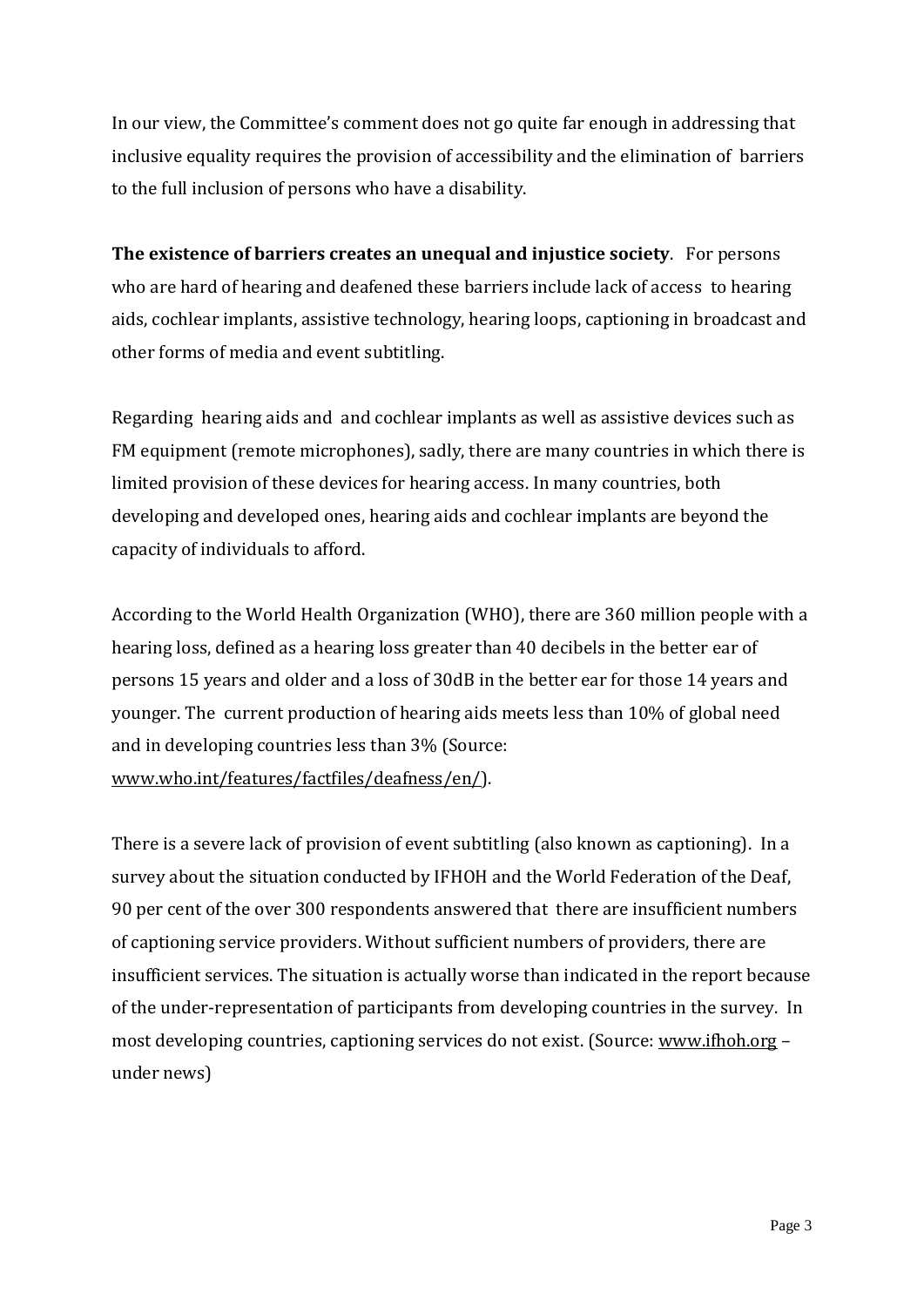In our view, the Committee's comment does not go quite far enough in addressing that inclusive equality requires the provision of accessibility and the elimination of barriers to the full inclusion of persons who have a disability.

**The existence of barriers creates an unequal and injustice society**. For persons who are hard of hearing and deafened these barriers include lack of access to hearing aids, cochlear implants, assistive technology, hearing loops, captioning in broadcast and other forms of media and event subtitling.

Regarding hearing aids and and cochlear implants as well as assistive devices such as FM equipment (remote microphones), sadly, there are many countries in which there is limited provision of these devices for hearing access. In many countries, both developing and developed ones, hearing aids and cochlear implants are beyond the capacity of individuals to afford.

According to the World Health Organization (WHO), there are 360 million people with a hearing loss, defined as a hearing loss greater than 40 decibels in the better ear of persons 15 years and older and a loss of 30dB in the better ear for those 14 years and younger. The current production of hearing aids meets less than 10% of global need and in developing countries less than 3% (Source: www.who.int/features/factfiles/deafness/en/).

There is a severe lack of provision of event subtitling (also known as captioning). In a survey about the situation conducted by IFHOH and the World Federation of the Deaf, 90 per cent of the over 300 respondents answered that there are insufficient numbers of captioning service providers. Without sufficient numbers of providers, there are insufficient services. The situation is actually worse than indicated in the report because of the under-representation of participants from developing countries in the survey. In most developing countries, captioning services do not exist. (Source: www.ifhoh.org – under news)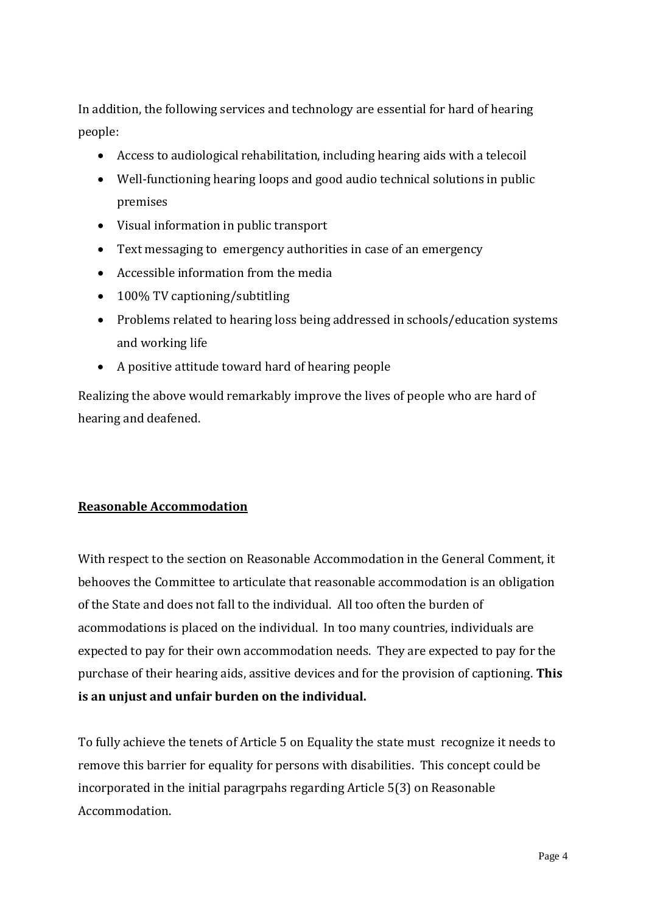In addition, the following services and technology are essential for hard of hearing people:

- Access to audiological rehabilitation, including hearing aids with a telecoil
- Well-functioning hearing loops and good audio technical solutions in public premises
- Visual information in public transport
- Text messaging to emergency authorities in case of an emergency
- Accessible information from the media
- 100% TV captioning/subtitling
- Problems related to hearing loss being addressed in schools/education systems and working life
- A positive attitude toward hard of hearing people

Realizing the above would remarkably improve the lives of people who are hard of hearing and deafened.

## Reasonable Accommodation

With respect to the section on Reasonable Accommodation in the General Comment, it behooves the Committee to articulate that reasonable accommodation is an obligation of the State and does not fall to the individual. All too often the burden of acommodations is placed on the individual. In too many countries, individuals are expected to pay for their own accommodation needs. They are expected to pay for the purchase of their hearing aids, assitive devices and for the provision of captioning. **This is an unjust and unfair burden on the individual.**

To fully achieve the tenets of Article 5 on Equality the state must recognize it needs to remove this barrier for equality for persons with disabilities. This concept could be incorporated in the initial paragrpahs regarding Article 5(3) on Reasonable Accommodation.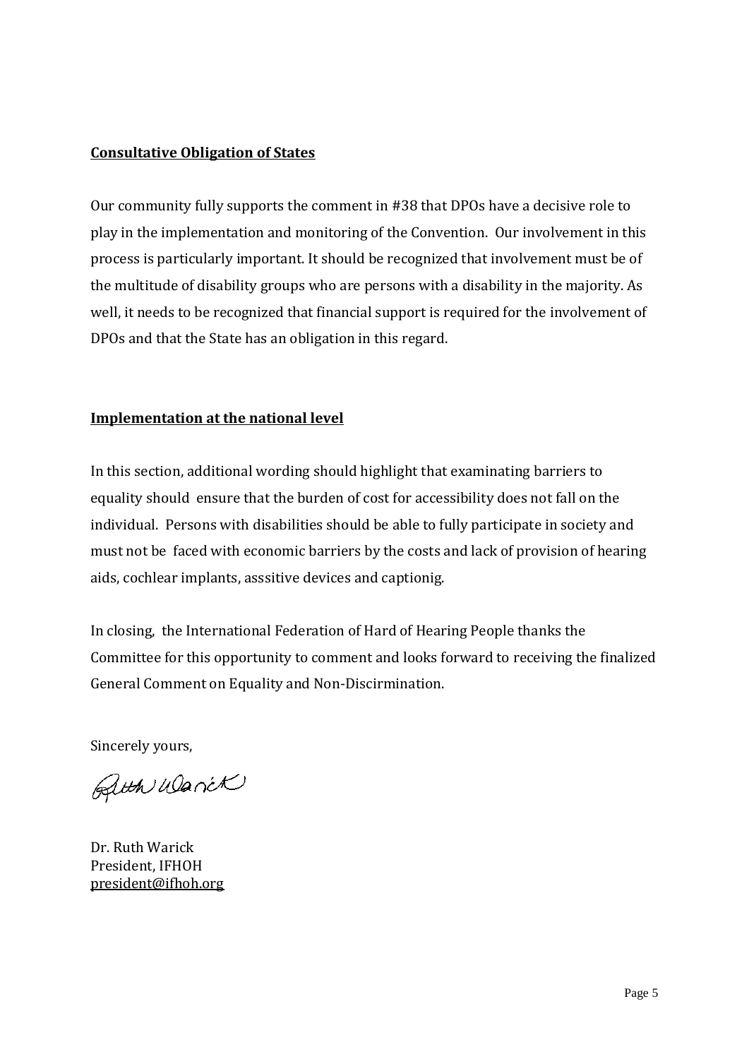**Consultative Obligation of States**

Our community fully supports the comment in #38 that DPOs have a decisive role to play in the implementation and monitoring of the Convention. Our involvement in this process is particularly important. It should be recognized that involvement must be of the multitude of disability groups who are persons with a disability in the majority. As well, it needs to be recognized that financial support is required for the involvement of DPOs and that the State has an obligation in this regard.

**Implementation at the national level**

In this section, additional wording should highlight that examinating barriers to equality should ensure that the burden of cost for accessibility does not fall on the individual. Persons with disabilities should be able to fully participate in society and must not be faced with economic barriers by the costs and lack of provision of hearing aids, cochlear implants, asssitive devices and captionig.

In closing, the International Federation of Hard of Hearing People thanks the Committee for this opportunity to comment and looks forward to receiving the finalized General Comment on Equality and Non-Discrimination.

Sincerely yours,

Ruth Warick

Dr. Ruth Warick
President, IFHOH
president@ifhoh.org